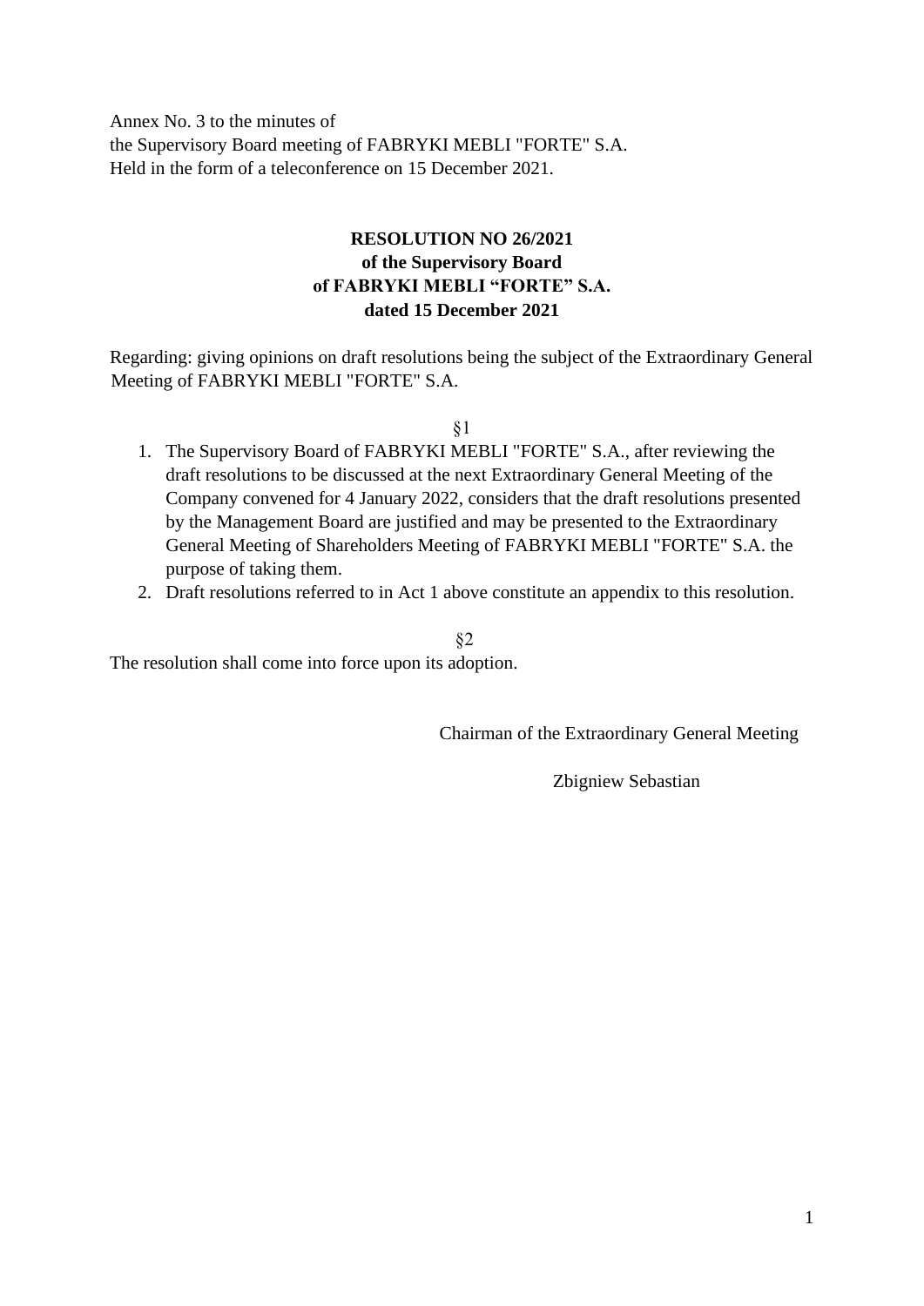Annex No. 3 to the minutes of
the Supervisory Board meeting of FABRYKI MEBLI "FORTE" S.A.
Held in the form of a teleconference on 15 December 2021.

**RESOLUTION NO 26/2021**
**of the Supervisory Board**
**of FABRYKI MEBLI "FORTE" S.A.**
**dated 15 December 2021**

Regarding: giving opinions on draft resolutions being the subject of the Extraordinary General Meeting of FABRYKI MEBLI "FORTE" S.A.

§1

1. The Supervisory Board of FABRYKI MEBLI "FORTE" S.A., after reviewing the draft resolutions to be discussed at the next Extraordinary General Meeting of the Company convened for 4 January 2022, considers that the draft resolutions presented by the Management Board are justified and may be presented to the Extraordinary General Meeting of Shareholders Meeting of FABRYKI MEBLI "FORTE" S.A. the purpose of taking them.
2. Draft resolutions referred to in Act 1 above constitute an appendix to this resolution.

§2

The resolution shall come into force upon its adoption.

Chairman of the Extraordinary General Meeting

Zbigniew Sebastian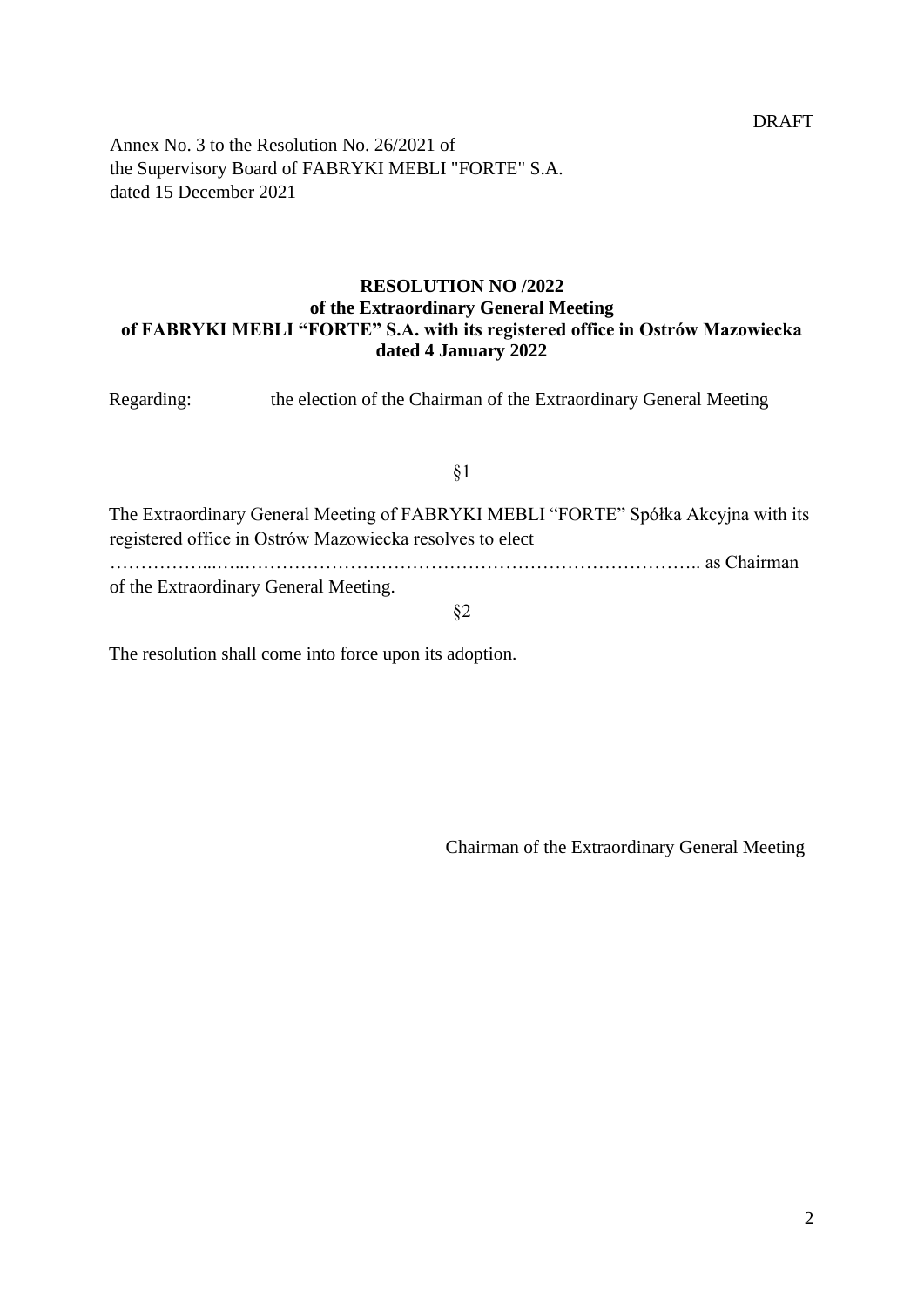DRAFT

Annex No. 3 to the Resolution No. 26/2021 of
the Supervisory Board of FABRYKI MEBLI "FORTE" S.A.
dated 15 December 2021

**RESOLUTION NO /2022**
**of the Extraordinary General Meeting**
**of FABRYKI MEBLI "FORTE" S.A. with its registered office in Ostrów Mazowiecka**
**dated 4 January 2022**

Regarding: the election of the Chairman of the Extraordinary General Meeting

§1

The Extraordinary General Meeting of FABRYKI MEBLI "FORTE" Spółka Akcyjna with its registered office in Ostrów Mazowiecka resolves to elect ……………...…..………………………………………………………….. as Chairman of the Extraordinary General Meeting.

§2

The resolution shall come into force upon its adoption.

Chairman of the Extraordinary General Meeting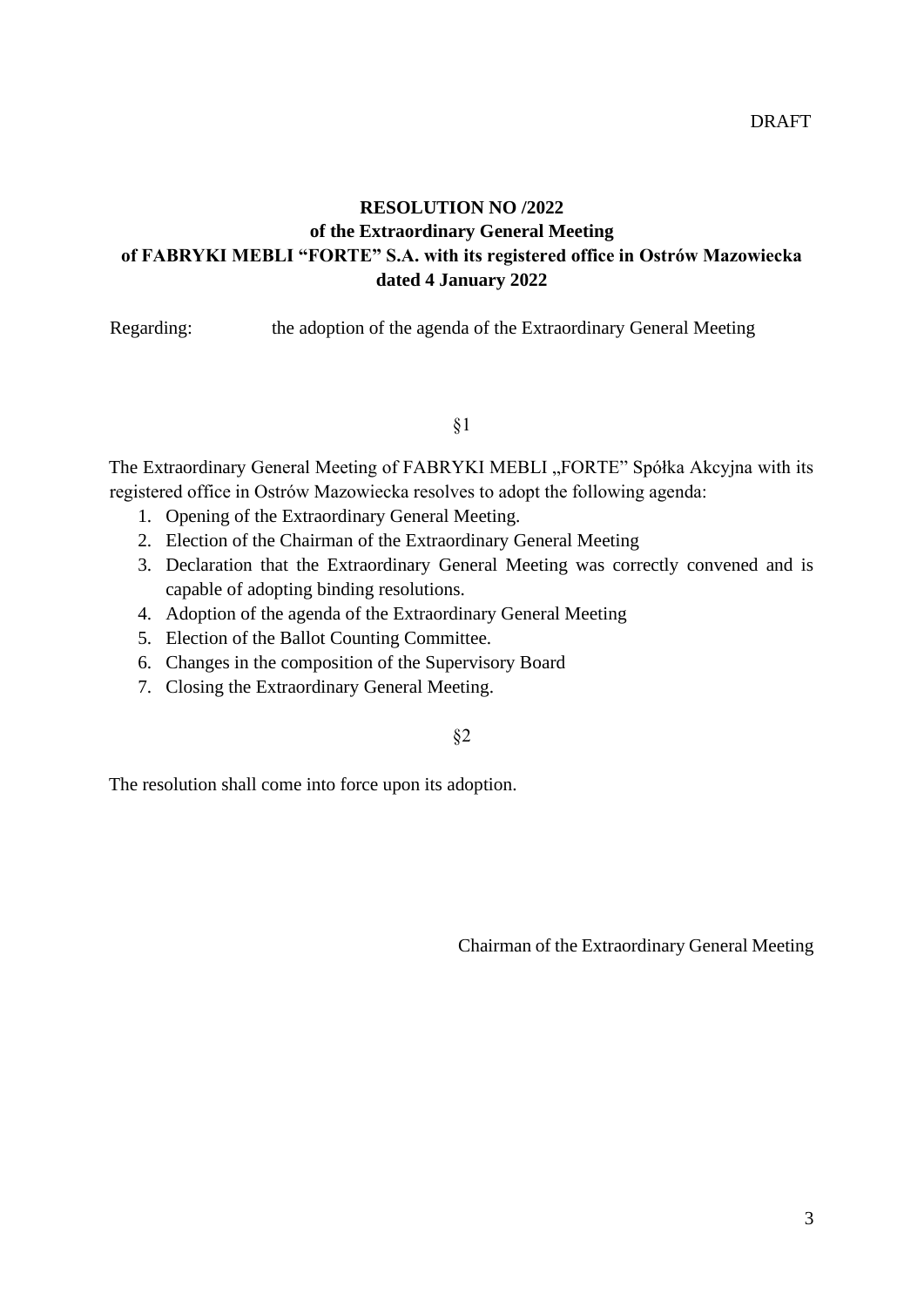DRAFT

**RESOLUTION NO /2022**
**of the Extraordinary General Meeting**
**of FABRYKI MEBLI “FORTE” S.A. with its registered office in Ostrów Mazowiecka**
**dated 4 January 2022**

Regarding: the adoption of the agenda of the Extraordinary General Meeting

§1

The Extraordinary General Meeting of FABRYKI MEBLI „FORTE” Spółka Akcyjna with its registered office in Ostrów Mazowiecka resolves to adopt the following agenda:

1. Opening of the Extraordinary General Meeting.
2. Election of the Chairman of the Extraordinary General Meeting
3. Declaration that the Extraordinary General Meeting was correctly convened and is capable of adopting binding resolutions.
4. Adoption of the agenda of the Extraordinary General Meeting
5. Election of the Ballot Counting Committee.
6. Changes in the composition of the Supervisory Board
7. Closing the Extraordinary General Meeting.

§2

The resolution shall come into force upon its adoption.

Chairman of the Extraordinary General Meeting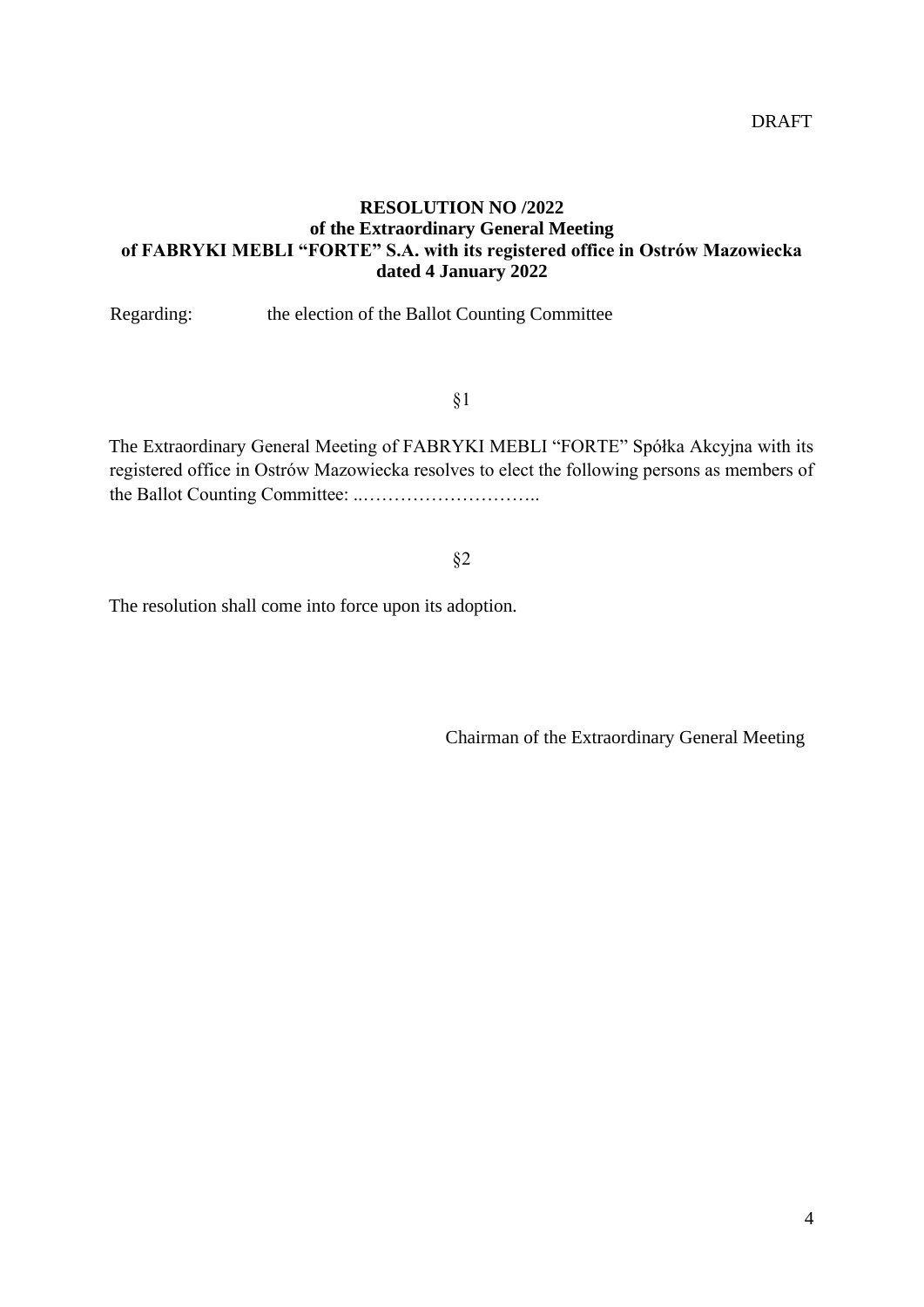DRAFT

**RESOLUTION NO /2022**
**of the Extraordinary General Meeting**
**of FABRYKI MEBLI "FORTE" S.A. with its registered office in Ostrów Mazowiecka**
**dated 4 January 2022**

Regarding: the election of the Ballot Counting Committee

§1

The Extraordinary General Meeting of FABRYKI MEBLI "FORTE" Spółka Akcyjna with its registered office in Ostrów Mazowiecka resolves to elect the following persons as members of the Ballot Counting Committee: ..………………………..

§2

The resolution shall come into force upon its adoption.

Chairman of the Extraordinary General Meeting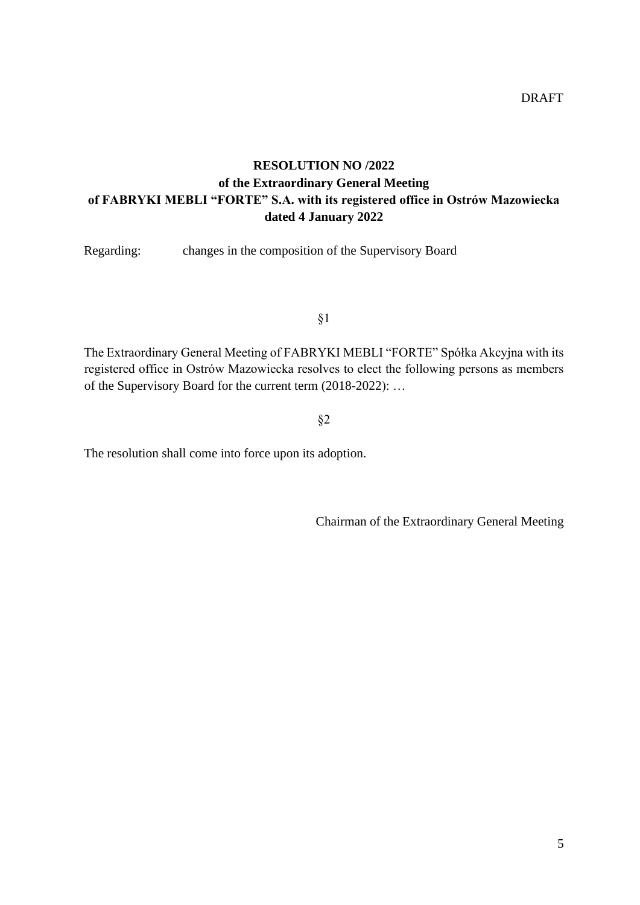DRAFT

**RESOLUTION NO /2022**
**of the Extraordinary General Meeting**
**of FABRYKI MEBLI "FORTE" S.A. with its registered office in Ostrów Mazowiecka**
**dated 4 January 2022**

Regarding: changes in the composition of the Supervisory Board

§1

The Extraordinary General Meeting of FABRYKI MEBLI "FORTE" Spółka Akcyjna with its registered office in Ostrów Mazowiecka resolves to elect the following persons as members of the Supervisory Board for the current term (2018-2022): …

§2

The resolution shall come into force upon its adoption.

Chairman of the Extraordinary General Meeting